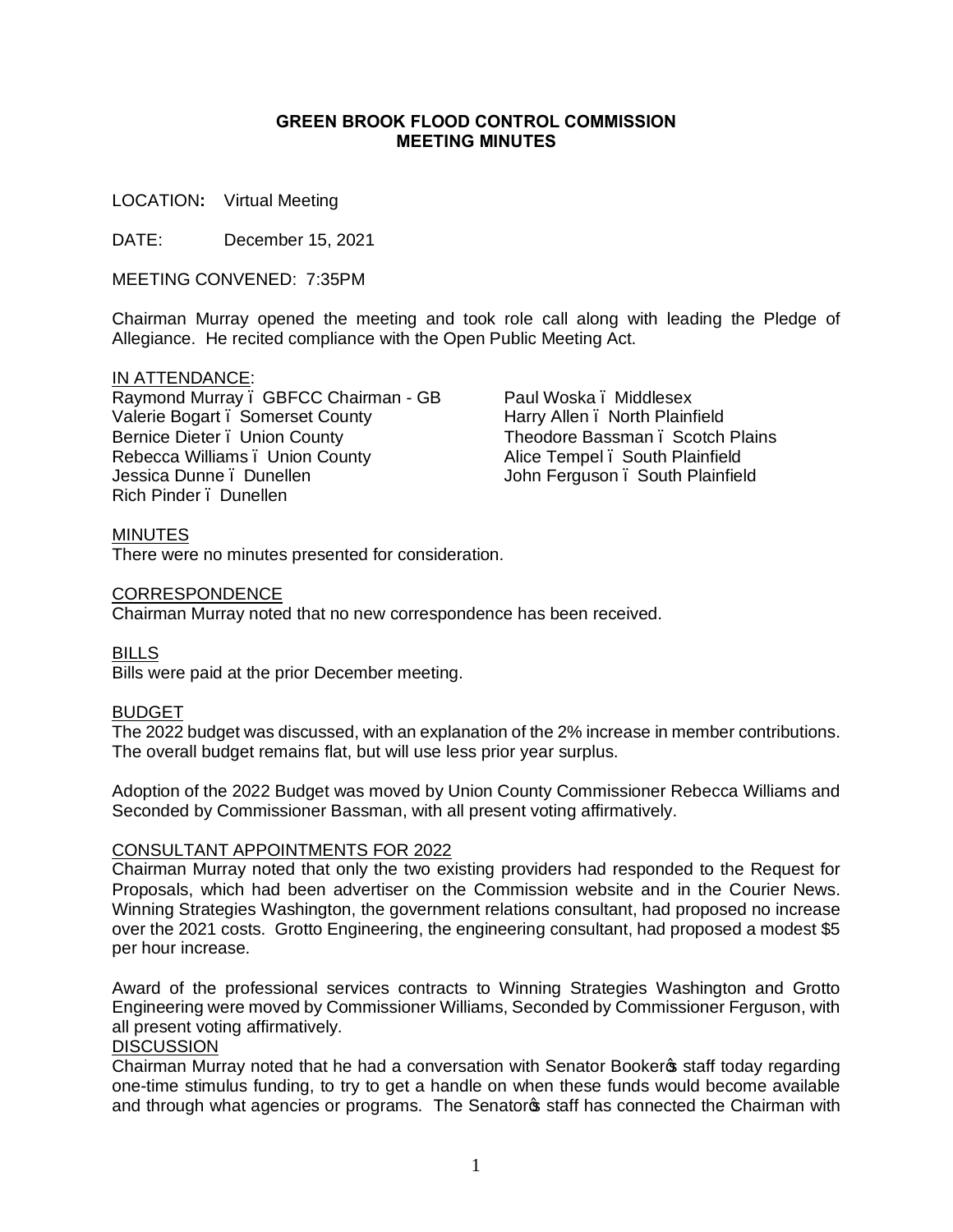# GREEN BROOK FLOOD CONTROL COMMISSION
## MEETING MINUTES

LOCATION**:** Virtual Meeting

DATE: December 15, 2021

MEETING CONVENED: 7:35PM

Chairman Murray opened the meeting and took role call along with leading the Pledge of Allegiance. He recited compliance with the Open Public Meeting Act.

IN ATTENDANCE:

Raymond Murray – GBFCC Chairman - GB
Valerie Bogart – Somerset County
Bernice Dieter – Union County
Rebecca Williams – Union County
Jessica Dunne – Dunellen
Rich Pinder – Dunellen
Paul Woska – Middlesex
Harry Allen – North Plainfield
Theodore Bassman – Scotch Plains
Alice Tempel – South Plainfield
John Ferguson – South Plainfield

MINUTES

There were no minutes presented for consideration.

CORRESPONDENCE

Chairman Murray noted that no new correspondence has been received.

BILLS

Bills were paid at the prior December meeting.

BUDGET

The 2022 budget was discussed, with an explanation of the 2% increase in member contributions. The overall budget remains flat, but will use less prior year surplus.

Adoption of the 2022 Budget was moved by Union County Commissioner Rebecca Williams and Seconded by Commissioner Bassman, with all present voting affirmatively.

CONSULTANT APPOINTMENTS FOR 2022

Chairman Murray noted that only the two existing providers had responded to the Request for Proposals, which had been advertiser on the Commission website and in the Courier News. Winning Strategies Washington, the government relations consultant, had proposed no increase over the 2021 costs. Grotto Engineering, the engineering consultant, had proposed a modest $5 per hour increase.

Award of the professional services contracts to Winning Strategies Washington and Grotto Engineering were moved by Commissioner Williams, Seconded by Commissioner Ferguson, with all present voting affirmatively.

DISCUSSION

Chairman Murray noted that he had a conversation with Senator Booker's staff today regarding one-time stimulus funding, to try to get a handle on when these funds would become available and through what agencies or programs. The Senator's staff has connected the Chairman with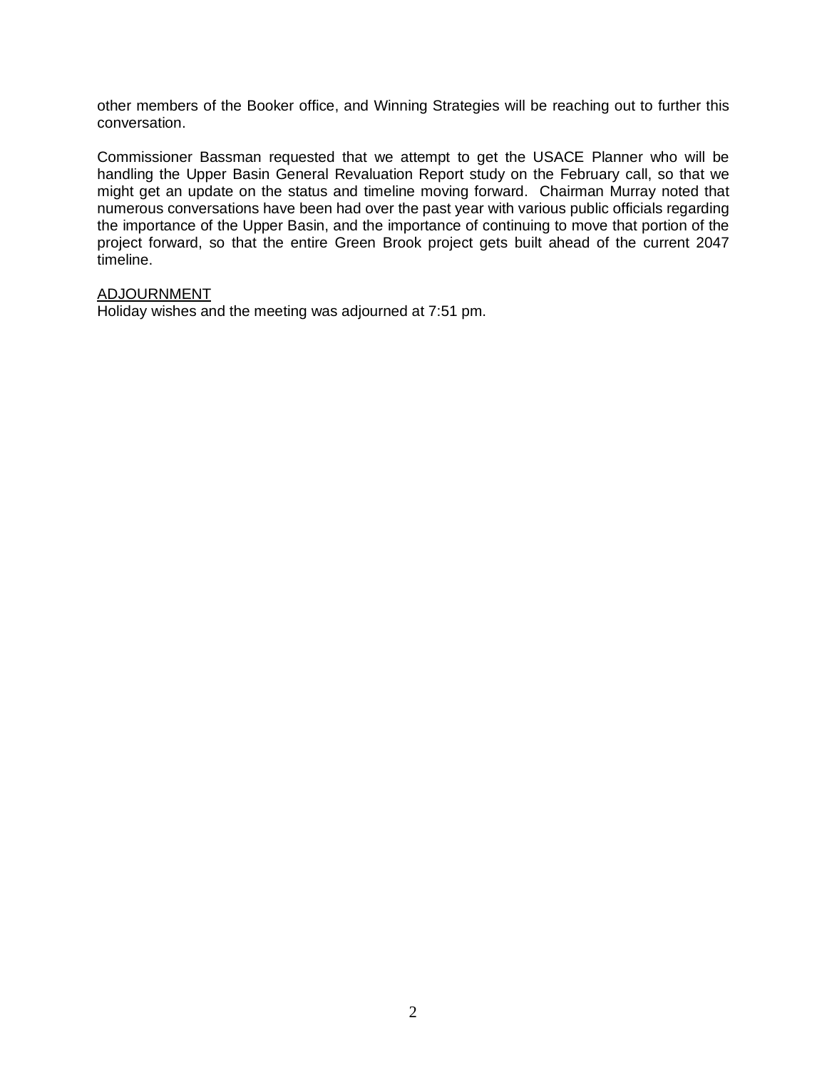other members of the Booker office, and Winning Strategies will be reaching out to further this conversation.

Commissioner Bassman requested that we attempt to get the USACE Planner who will be handling the Upper Basin General Revaluation Report study on the February call, so that we might get an update on the status and timeline moving forward. Chairman Murray noted that numerous conversations have been had over the past year with various public officials regarding the importance of the Upper Basin, and the importance of continuing to move that portion of the project forward, so that the entire Green Brook project gets built ahead of the current 2047 timeline.

ADJOURNMENT

Holiday wishes and the meeting was adjourned at 7:51 pm.